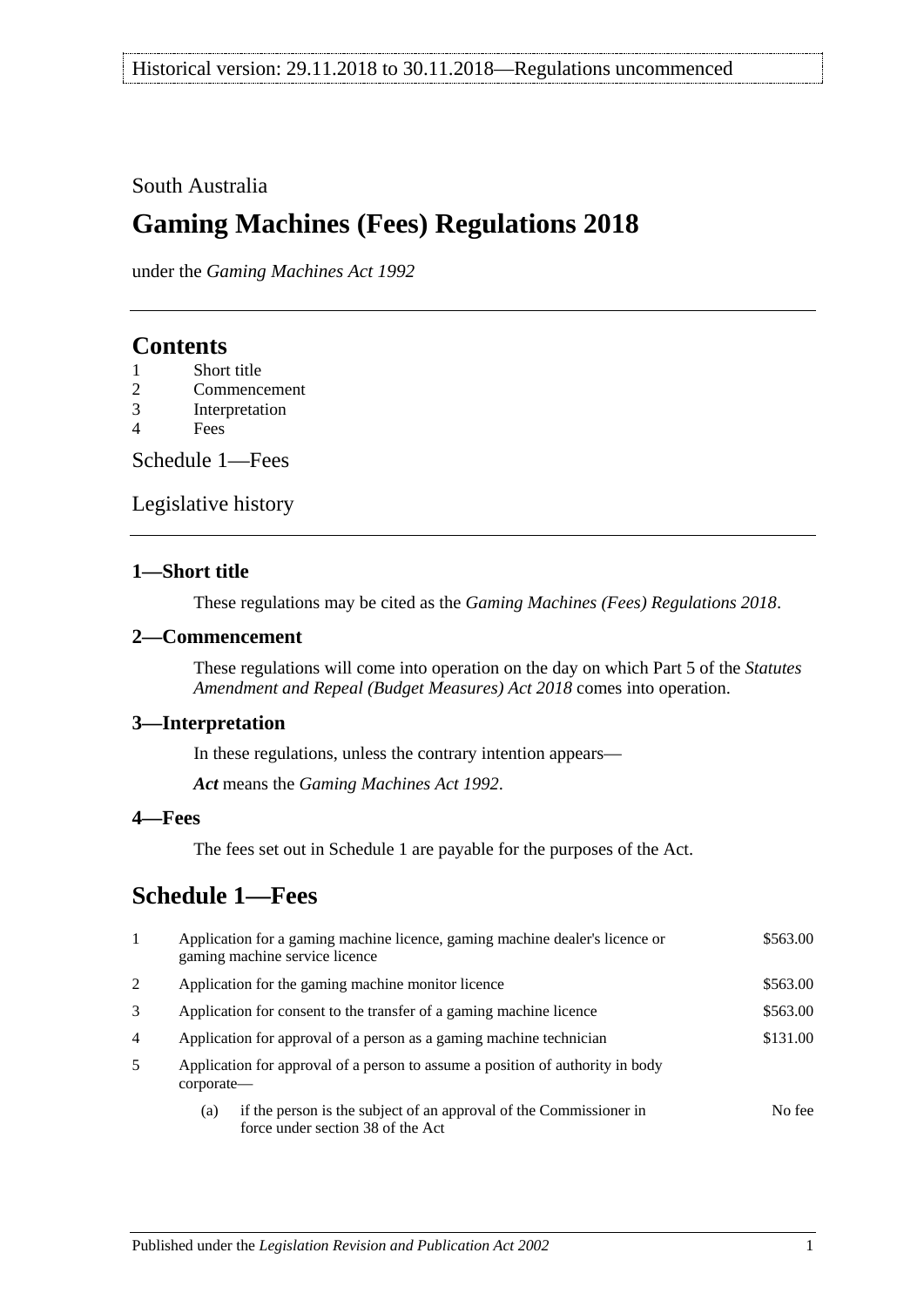Historical version: 29.11.2018 to 30.11.2018—Regulations uncommenced

South Australia

# Gaming Machines (Fees) Regulations 2018

under the *Gaming Machines Act 1992*

## Contents

1 Short title
2 Commencement
3 Interpretation
4 Fees

Schedule 1—Fees

Legislative history

### 1—Short title

These regulations may be cited as the *Gaming Machines (Fees) Regulations 2018*.

### 2—Commencement

These regulations will come into operation on the day on which Part 5 of the *Statutes Amendment and Repeal (Budget Measures) Act 2018* comes into operation.

### 3—Interpretation

In these regulations, unless the contrary intention appears—

***Act*** means the *Gaming Machines Act 1992*.

### 4—Fees

The fees set out in Schedule 1 are payable for the purposes of the Act.

## Schedule 1—Fees

| | | |
|---|---|---|
| 1 | Application for a gaming machine licence, gaming machine dealer's licence or gaming machine service licence | $563.00 |
| 2 | Application for the gaming machine monitor licence | $563.00 |
| 3 | Application for consent to the transfer of a gaming machine licence | $563.00 |
| 4 | Application for approval of a person as a gaming machine technician | $131.00 |
| 5 | Application for approval of a person to assume a position of authority in body corporate— | |
| | (a) if the person is the subject of an approval of the Commissioner in force under section 38 of the Act | No fee |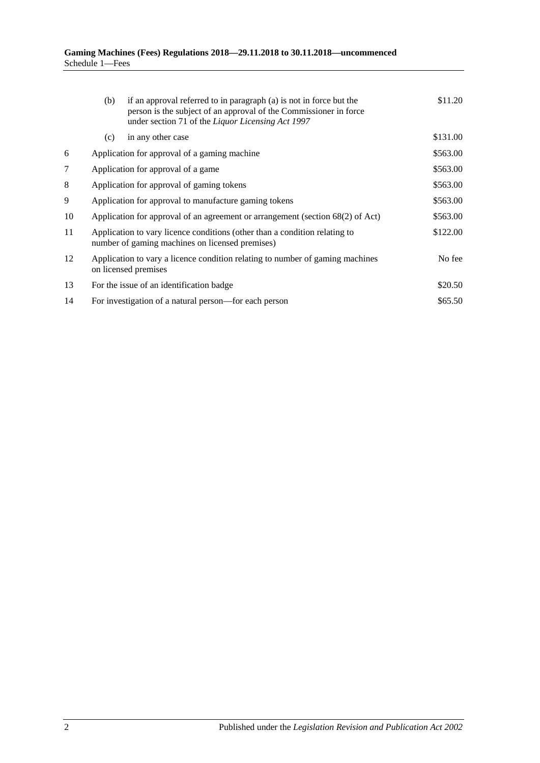| | | |
|---|---|---|
| | (b) if an approval referred to in paragraph (a) is not in force but the person is the subject of an approval of the Commissioner in force under section 71 of the *Liquor Licensing Act 1997* | $11.20 |
| | (c) in any other case | $131.00 |
| 6 | Application for approval of a gaming machine | $563.00 |
| 7 | Application for approval of a game | $563.00 |
| 8 | Application for approval of gaming tokens | $563.00 |
| 9 | Application for approval to manufacture gaming tokens | $563.00 |
| 10 | Application for approval of an agreement or arrangement (section 68(2) of Act) | $563.00 |
| 11 | Application to vary licence conditions (other than a condition relating to number of gaming machines on licensed premises) | $122.00 |
| 12 | Application to vary a licence condition relating to number of gaming machines on licensed premises | No fee |
| 13 | For the issue of an identification badge | $20.50 |
| 14 | For investigation of a natural person—for each person | $65.50 |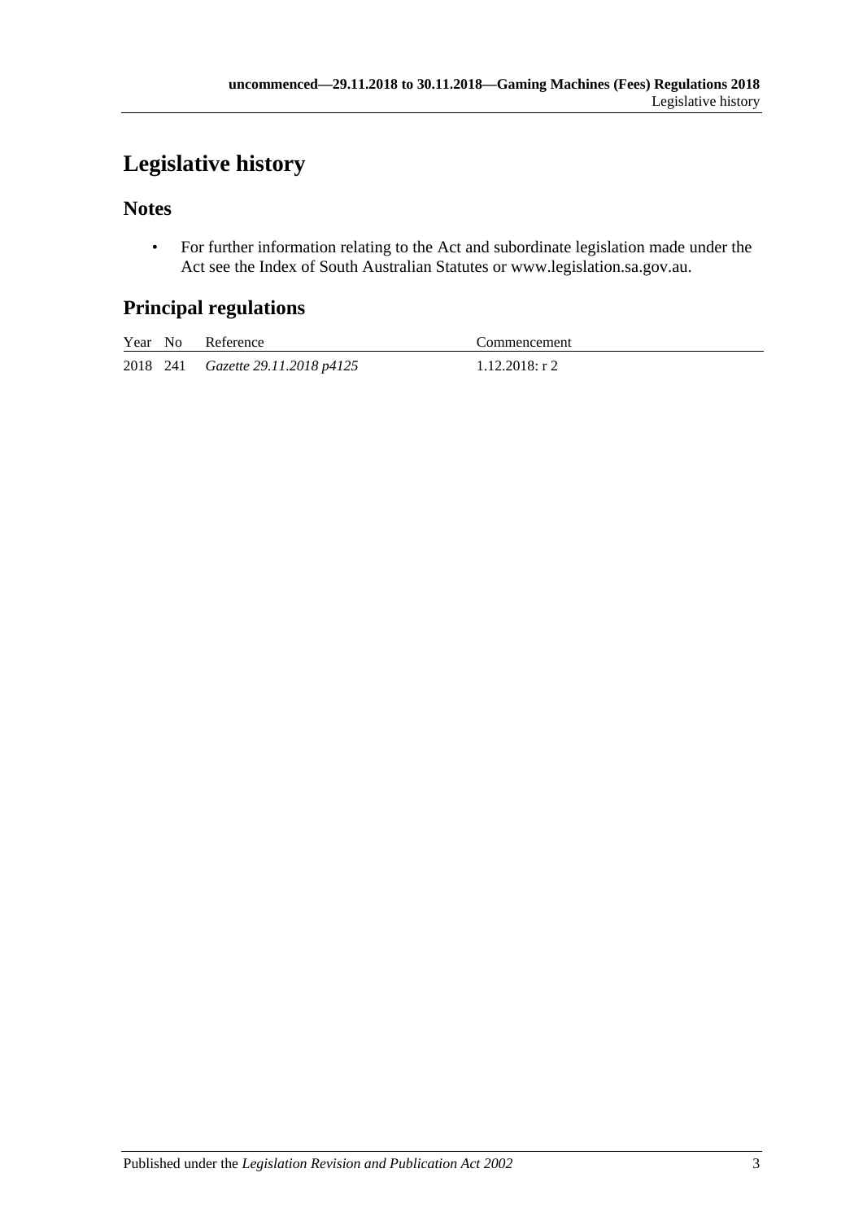# Legislative history

## Notes

- For further information relating to the Act and subordinate legislation made under the Act see the Index of South Australian Statutes or www.legislation.sa.gov.au.

## Principal regulations

| Year | No | Reference | Commencement |
|---|---|---|---|
| 2018 | 241 | *Gazette 29.11.2018 p4125* | 1.12.2018: r 2 |